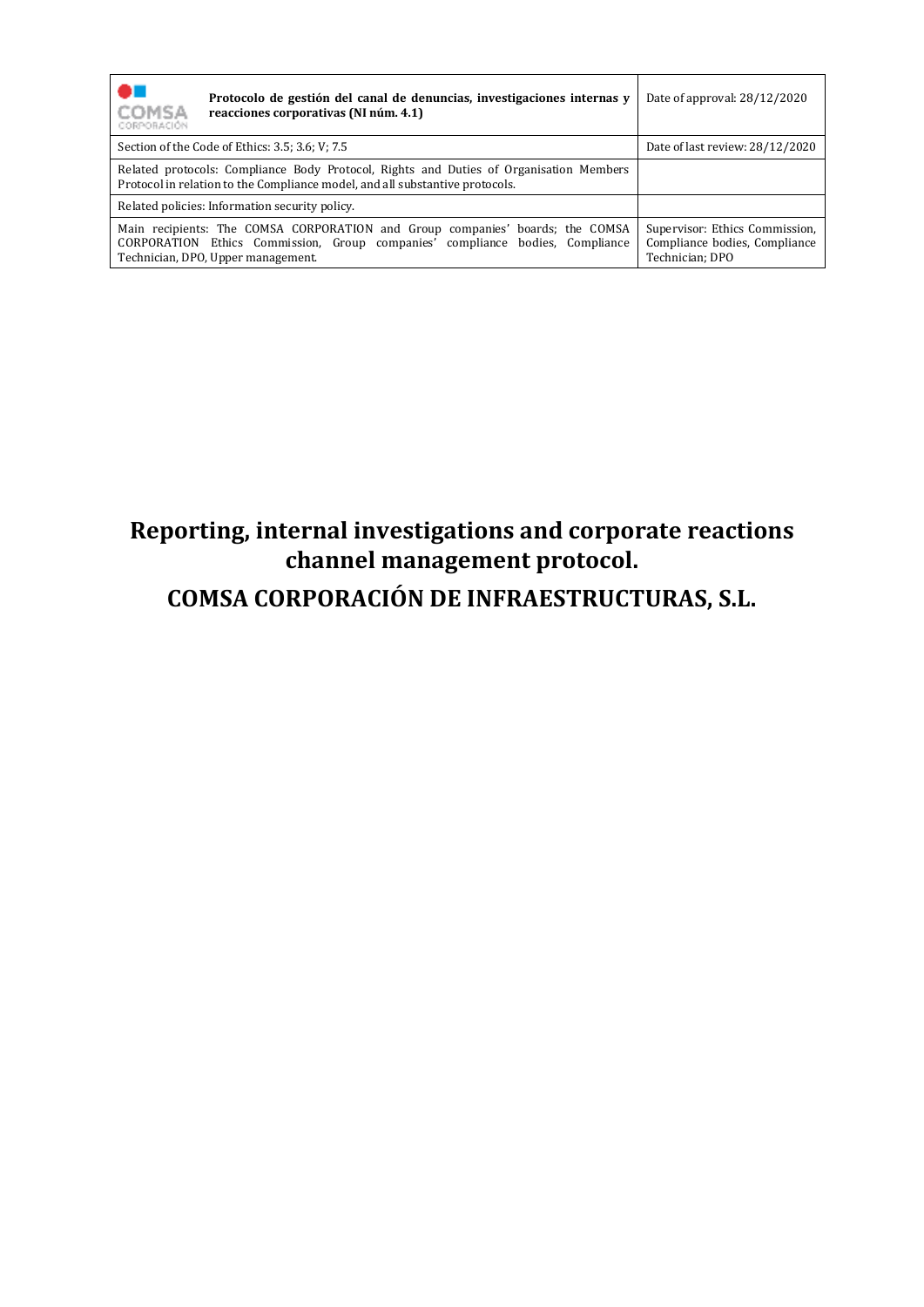| | | |
|---|---|---|
| COMSA CORPORACIÓN | **Protocolo de gestión del canal de denuncias, investigaciones internas y reacciones corporativas (NI núm. 4.1)** | Date of approval: 28/12/2020 |
| Section of the Code of Ethics: 3.5; 3.6; V; 7.5 | | Date of last review: 28/12/2020 |
| Related protocols: Compliance Body Protocol, Rights and Duties of Organisation Members Protocol in relation to the Compliance model, and all substantive protocols. | | |
| Related policies: Information security policy. | | |
| Main recipients: The COMSA CORPORATION and Group companies' boards; the COMSA CORPORATION Ethics Commission, Group companies' compliance bodies, Compliance Technician, DPO, Upper management. | | Supervisor: Ethics Commission, Compliance bodies, Compliance Technician; DPO |

# Reporting, internal investigations and corporate reactions channel management protocol.

## COMSA CORPORACIÓN DE INFRAESTRUCTURAS, S.L.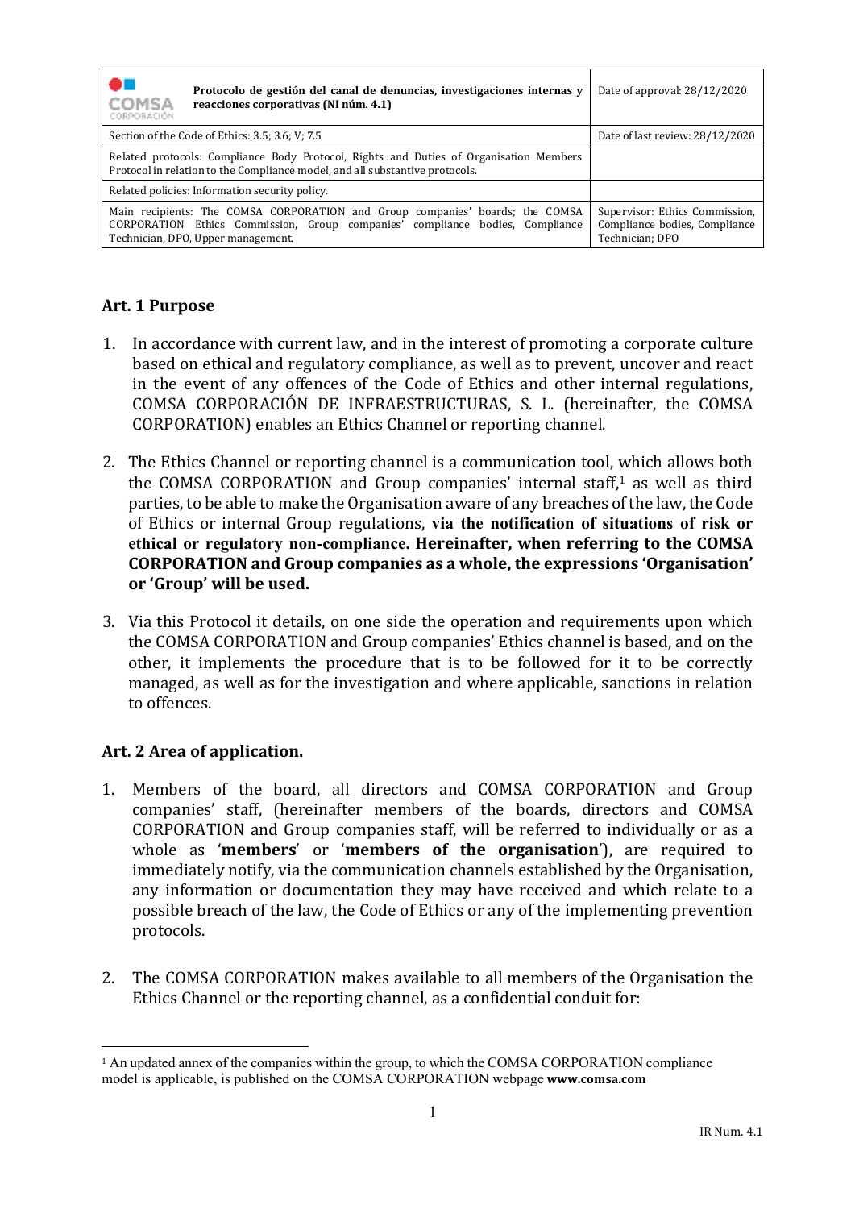| | | |
|---|---|---|
| COMSA CORPORACIÓN | **Protocolo de gestión del canal de denuncias, investigaciones internas y reacciones corporativas (NI núm. 4.1)** | Date of approval: 28/12/2020 |
| Section of the Code of Ethics: 3.5; 3.6; V; 7.5 | | Date of last review: 28/12/2020 |
| Related protocols: Compliance Body Protocol, Rights and Duties of Organisation Members Protocol in relation to the Compliance model, and all substantive protocols. | | |
| Related policies: Information security policy. | | |
| Main recipients: The COMSA CORPORATION and Group companies' boards; the COMSA CORPORATION Ethics Commission, Group companies' compliance bodies, Compliance Technician, DPO, Upper management. | | Supervisor: Ethics Commission, Compliance bodies, Compliance Technician; DPO |

## Art. 1 Purpose

1. In accordance with current law, and in the interest of promoting a corporate culture based on ethical and regulatory compliance, as well as to prevent, uncover and react in the event of any offences of the Code of Ethics and other internal regulations, COMSA CORPORACIÓN DE INFRAESTRUCTURAS, S. L. (hereinafter, the COMSA CORPORATION) enables an Ethics Channel or reporting channel.

2. The Ethics Channel or reporting channel is a communication tool, which allows both the COMSA CORPORATION and Group companies' internal staff,[1] as well as third parties, to be able to make the Organisation aware of any breaches of the law, the Code of Ethics or internal Group regulations, **via the notification of situations of risk or ethical or regulatory non-compliance. Hereinafter, when referring to the COMSA CORPORATION and Group companies as a whole, the expressions 'Organisation' or 'Group' will be used.**

3. Via this Protocol it details, on one side the operation and requirements upon which the COMSA CORPORATION and Group companies' Ethics channel is based, and on the other, it implements the procedure that is to be followed for it to be correctly managed, as well as for the investigation and where applicable, sanctions in relation to offences.

## Art. 2 Area of application.

1. Members of the board, all directors and COMSA CORPORATION and Group companies' staff, (hereinafter members of the boards, directors and COMSA CORPORATION and Group companies staff, will be referred to individually or as a whole as '**members**' or '**members of the organisation**'), are required to immediately notify, via the communication channels established by the Organisation, any information or documentation they may have received and which relate to a possible breach of the law, the Code of Ethics or any of the implementing prevention protocols.

2. The COMSA CORPORATION makes available to all members of the Organisation the Ethics Channel or the reporting channel, as a confidential conduit for:

[1] An updated annex of the companies within the group, to which the COMSA CORPORATION compliance model is applicable, is published on the COMSA CORPORATION webpage **www.comsa.com**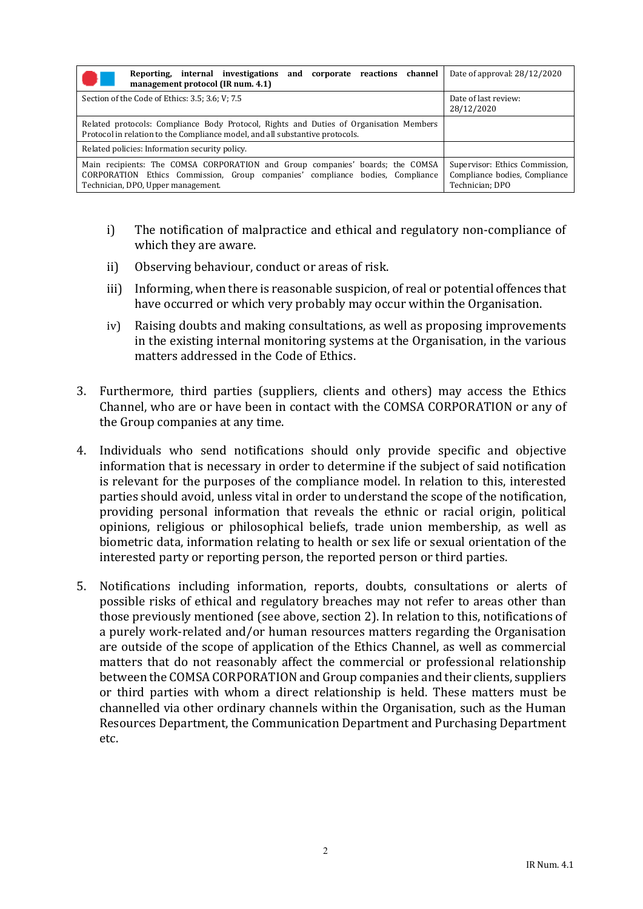| Reporting, internal investigations and corporate reactions channel management protocol (IR num. 4.1) | Date of approval: 28/12/2020 |
|---|---|
| Section of the Code of Ethics: 3.5; 3.6; V; 7.5 | Date of last review: 28/12/2020 |
| Related protocols: Compliance Body Protocol, Rights and Duties of Organisation Members Protocol in relation to the Compliance model, and all substantive protocols. | |
| Related policies: Information security policy. | |
| Main recipients: The COMSA CORPORATION and Group companies' boards; the COMSA CORPORATION Ethics Commission, Group companies' compliance bodies, Compliance Technician, DPO, Upper management. | Supervisor: Ethics Commission, Compliance bodies, Compliance Technician; DPO |

i) The notification of malpractice and ethical and regulatory non-compliance of which they are aware.

ii) Observing behaviour, conduct or areas of risk.

iii) Informing, when there is reasonable suspicion, of real or potential offences that have occurred or which very probably may occur within the Organisation.

iv) Raising doubts and making consultations, as well as proposing improvements in the existing internal monitoring systems at the Organisation, in the various matters addressed in the Code of Ethics.

3. Furthermore, third parties (suppliers, clients and others) may access the Ethics Channel, who are or have been in contact with the COMSA CORPORATION or any of the Group companies at any time.

4. Individuals who send notifications should only provide specific and objective information that is necessary in order to determine if the subject of said notification is relevant for the purposes of the compliance model. In relation to this, interested parties should avoid, unless vital in order to understand the scope of the notification, providing personal information that reveals the ethnic or racial origin, political opinions, religious or philosophical beliefs, trade union membership, as well as biometric data, information relating to health or sex life or sexual orientation of the interested party or reporting person, the reported person or third parties.

5. Notifications including information, reports, doubts, consultations or alerts of possible risks of ethical and regulatory breaches may not refer to areas other than those previously mentioned (see above, section 2). In relation to this, notifications of a purely work-related and/or human resources matters regarding the Organisation are outside of the scope of application of the Ethics Channel, as well as commercial matters that do not reasonably affect the commercial or professional relationship between the COMSA CORPORATION and Group companies and their clients, suppliers or third parties with whom a direct relationship is held. These matters must be channelled via other ordinary channels within the Organisation, such as the Human Resources Department, the Communication Department and Purchasing Department etc.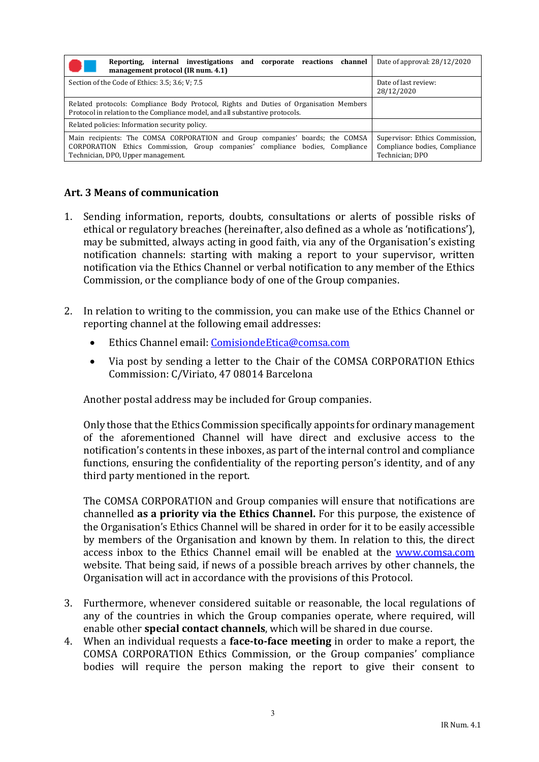### Art. 3 Means of communication

1. Sending information, reports, doubts, consultations or alerts of possible risks of ethical or regulatory breaches (hereinafter, also defined as a whole as 'notifications'), may be submitted, always acting in good faith, via any of the Organisation's existing notification channels: starting with making a report to your supervisor, written notification via the Ethics Channel or verbal notification to any member of the Ethics Commission, or the compliance body of one of the Group companies.

2. In relation to writing to the commission, you can make use of the Ethics Channel or reporting channel at the following email addresses:

   - Ethics Channel email: ComisiondeEtica@comsa.com
   - Via post by sending a letter to the Chair of the COMSA CORPORATION Ethics Commission: C/Viriato, 47 08014 Barcelona

   Another postal address may be included for Group companies.

   Only those that the Ethics Commission specifically appoints for ordinary management of the aforementioned Channel will have direct and exclusive access to the notification's contents in these inboxes, as part of the internal control and compliance functions, ensuring the confidentiality of the reporting person's identity, and of any third party mentioned in the report.

   The COMSA CORPORATION and Group companies will ensure that notifications are channelled **as a priority via the Ethics Channel.** For this purpose, the existence of the Organisation's Ethics Channel will be shared in order for it to be easily accessible by members of the Organisation and known by them. In relation to this, the direct access inbox to the Ethics Channel email will be enabled at the www.comsa.com website. That being said, if news of a possible breach arrives by other channels, the Organisation will act in accordance with the provisions of this Protocol.

3. Furthermore, whenever considered suitable or reasonable, the local regulations of any of the countries in which the Group companies operate, where required, will enable other **special contact channels**, which will be shared in due course.
4. When an individual requests a **face-to-face meeting** in order to make a report, the COMSA CORPORATION Ethics Commission, or the Group companies' compliance bodies will require the person making the report to give their consent to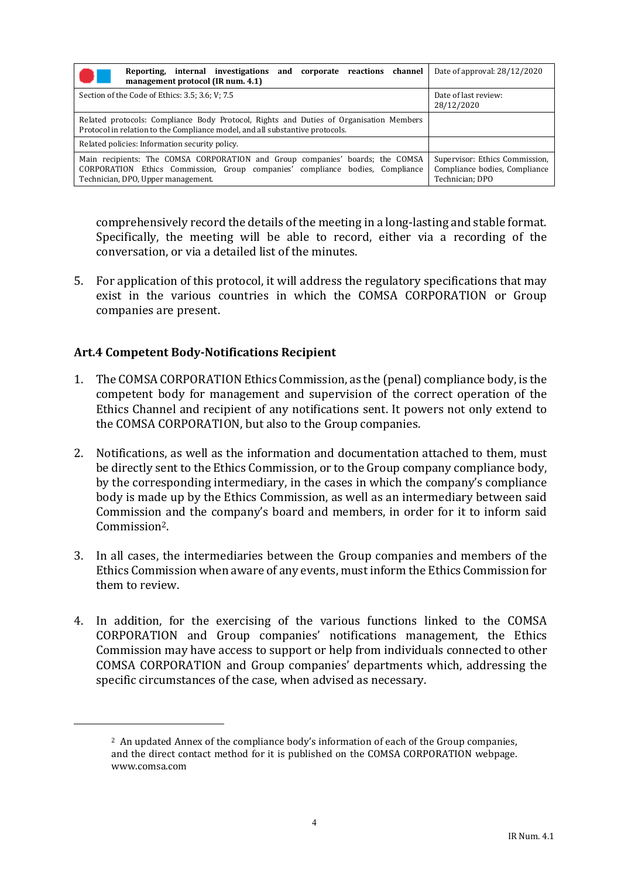comprehensively record the details of the meeting in a long-lasting and stable format. Specifically, the meeting will be able to record, either via a recording of the conversation, or via a detailed list of the minutes.

5. For application of this protocol, it will address the regulatory specifications that may exist in the various countries in which the COMSA CORPORATION or Group companies are present.

## Art.4 Competent Body-Notifications Recipient

1. The COMSA CORPORATION Ethics Commission, as the (penal) compliance body, is the competent body for management and supervision of the correct operation of the Ethics Channel and recipient of any notifications sent. It powers not only extend to the COMSA CORPORATION, but also to the Group companies.

2. Notifications, as well as the information and documentation attached to them, must be directly sent to the Ethics Commission, or to the Group company compliance body, by the corresponding intermediary, in the cases in which the company's compliance body is made up by the Ethics Commission, as well as an intermediary between said Commission and the company's board and members, in order for it to inform said Commission[2].

3. In all cases, the intermediaries between the Group companies and members of the Ethics Commission when aware of any events, must inform the Ethics Commission for them to review.

4. In addition, for the exercising of the various functions linked to the COMSA CORPORATION and Group companies' notifications management, the Ethics Commission may have access to support or help from individuals connected to other COMSA CORPORATION and Group companies' departments which, addressing the specific circumstances of the case, when advised as necessary.

[2] An updated Annex of the compliance body's information of each of the Group companies, and the direct contact method for it is published on the COMSA CORPORATION webpage. www.comsa.com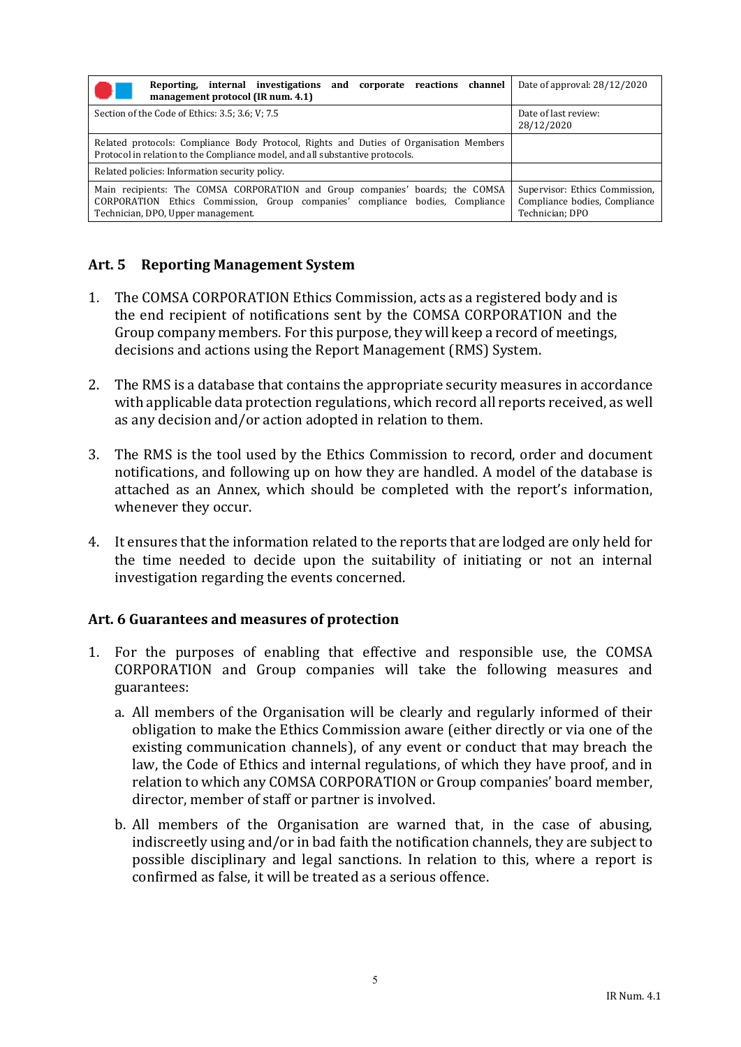| Reporting, internal investigations and corporate reactions channel management protocol (IR num. 4.1) | Date of approval: 28/12/2020 |
|---|---|
| Section of the Code of Ethics: 3.5; 3.6; V; 7.5 | Date of last review: 28/12/2020 |
| Related protocols: Compliance Body Protocol, Rights and Duties of Organisation Members Protocol in relation to the Compliance model, and all substantive protocols. | |
| Related policies: Information security policy. | |
| Main recipients: The COMSA CORPORATION and Group companies' boards; the COMSA CORPORATION Ethics Commission, Group companies' compliance bodies, Compliance Technician, DPO, Upper management. | Supervisor: Ethics Commission, Compliance bodies, Compliance Technician; DPO |

## Art. 5 Reporting Management System

1. The COMSA CORPORATION Ethics Commission, acts as a registered body and is the end recipient of notifications sent by the COMSA CORPORATION and the Group company members. For this purpose, they will keep a record of meetings, decisions and actions using the Report Management (RMS) System.

2. The RMS is a database that contains the appropriate security measures in accordance with applicable data protection regulations, which record all reports received, as well as any decision and/or action adopted in relation to them.

3. The RMS is the tool used by the Ethics Commission to record, order and document notifications, and following up on how they are handled. A model of the database is attached as an Annex, which should be completed with the report's information, whenever they occur.

4. It ensures that the information related to the reports that are lodged are only held for the time needed to decide upon the suitability of initiating or not an internal investigation regarding the events concerned.

## Art. 6 Guarantees and measures of protection

1. For the purposes of enabling that effective and responsible use, the COMSA CORPORATION and Group companies will take the following measures and guarantees:

   a. All members of the Organisation will be clearly and regularly informed of their obligation to make the Ethics Commission aware (either directly or via one of the existing communication channels), of any event or conduct that may breach the law, the Code of Ethics and internal regulations, of which they have proof, and in relation to which any COMSA CORPORATION or Group companies' board member, director, member of staff or partner is involved.

   b. All members of the Organisation are warned that, in the case of abusing, indiscreetly using and/or in bad faith the notification channels, they are subject to possible disciplinary and legal sanctions. In relation to this, where a report is confirmed as false, it will be treated as a serious offence.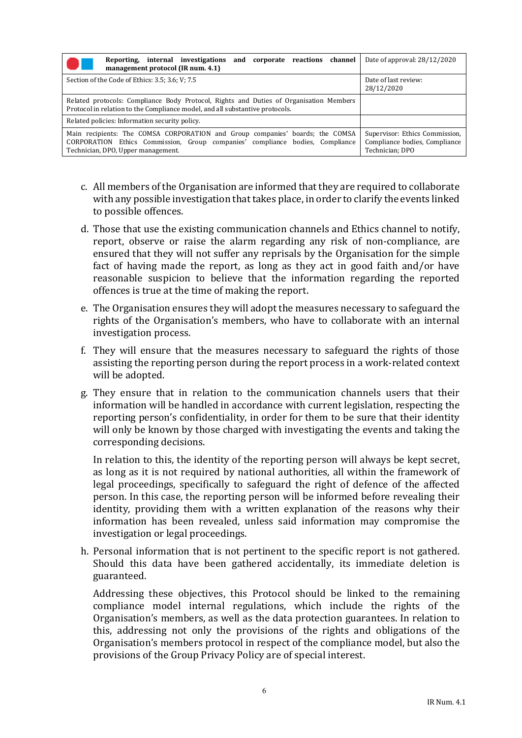c. All members of the Organisation are informed that they are required to collaborate with any possible investigation that takes place, in order to clarify the events linked to possible offences.

d. Those that use the existing communication channels and Ethics channel to notify, report, observe or raise the alarm regarding any risk of non-compliance, are ensured that they will not suffer any reprisals by the Organisation for the simple fact of having made the report, as long as they act in good faith and/or have reasonable suspicion to believe that the information regarding the reported offences is true at the time of making the report.

e. The Organisation ensures they will adopt the measures necessary to safeguard the rights of the Organisation's members, who have to collaborate with an internal investigation process.

f. They will ensure that the measures necessary to safeguard the rights of those assisting the reporting person during the report process in a work-related context will be adopted.

g. They ensure that in relation to the communication channels users that their information will be handled in accordance with current legislation, respecting the reporting person's confidentiality, in order for them to be sure that their identity will only be known by those charged with investigating the events and taking the corresponding decisions.

   In relation to this, the identity of the reporting person will always be kept secret, as long as it is not required by national authorities, all within the framework of legal proceedings, specifically to safeguard the right of defence of the affected person. In this case, the reporting person will be informed before revealing their identity, providing them with a written explanation of the reasons why their information has been revealed, unless said information may compromise the investigation or legal proceedings.

h. Personal information that is not pertinent to the specific report is not gathered. Should this data have been gathered accidentally, its immediate deletion is guaranteed.

   Addressing these objectives, this Protocol should be linked to the remaining compliance model internal regulations, which include the rights of the Organisation's members, as well as the data protection guarantees. In relation to this, addressing not only the provisions of the rights and obligations of the Organisation's members protocol in respect of the compliance model, but also the provisions of the Group Privacy Policy are of special interest.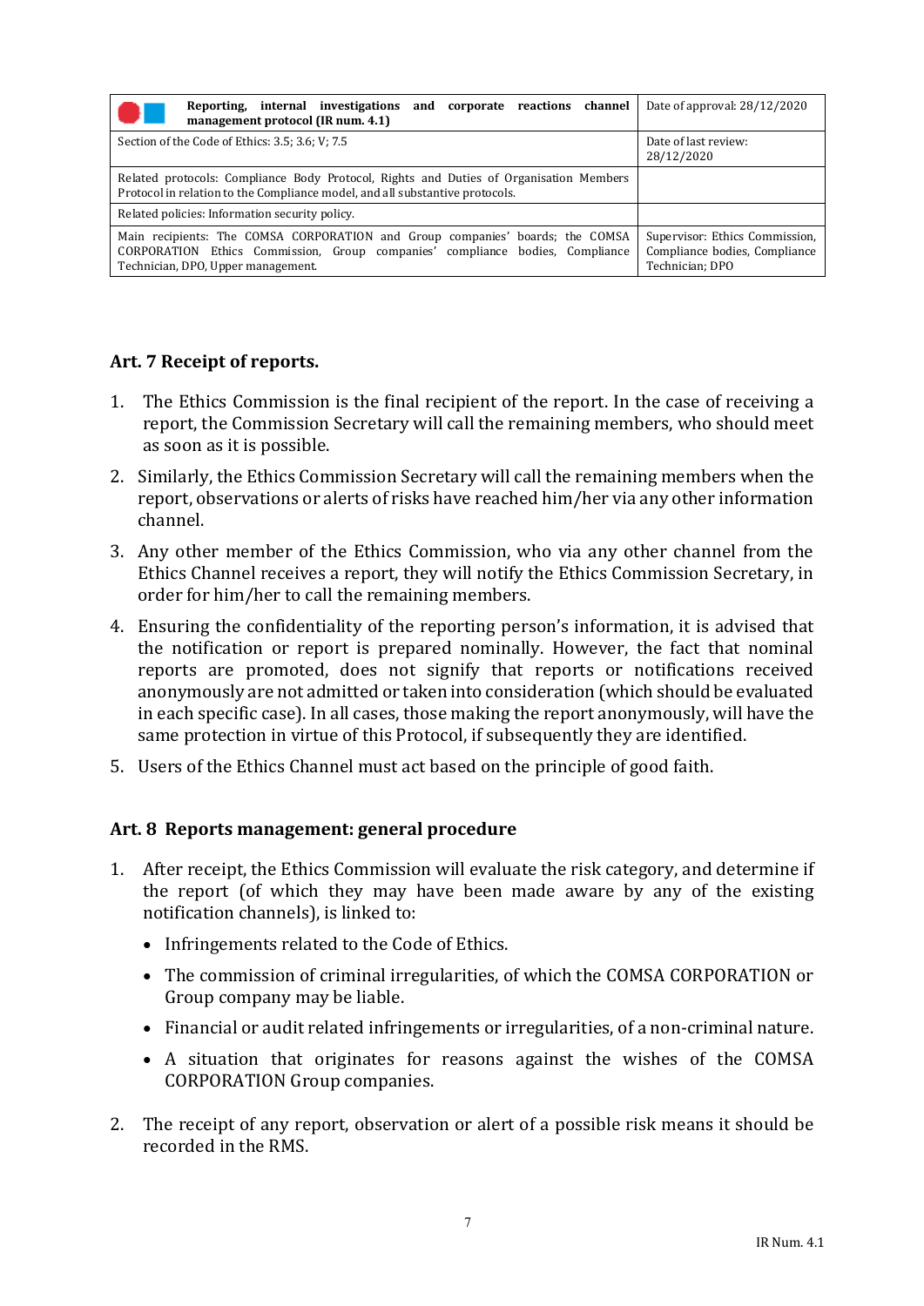## Art. 7 Receipt of reports.

1. The Ethics Commission is the final recipient of the report. In the case of receiving a report, the Commission Secretary will call the remaining members, who should meet as soon as it is possible.
2. Similarly, the Ethics Commission Secretary will call the remaining members when the report, observations or alerts of risks have reached him/her via any other information channel.
3. Any other member of the Ethics Commission, who via any other channel from the Ethics Channel receives a report, they will notify the Ethics Commission Secretary, in order for him/her to call the remaining members.
4. Ensuring the confidentiality of the reporting person's information, it is advised that the notification or report is prepared nominally. However, the fact that nominal reports are promoted, does not signify that reports or notifications received anonymously are not admitted or taken into consideration (which should be evaluated in each specific case). In all cases, those making the report anonymously, will have the same protection in virtue of this Protocol, if subsequently they are identified.
5. Users of the Ethics Channel must act based on the principle of good faith.

## Art. 8 Reports management: general procedure

1. After receipt, the Ethics Commission will evaluate the risk category, and determine if the report (of which they may have been made aware by any of the existing notification channels), is linked to:
   - Infringements related to the Code of Ethics.
   - The commission of criminal irregularities, of which the COMSA CORPORATION or Group company may be liable.
   - Financial or audit related infringements or irregularities, of a non-criminal nature.
   - A situation that originates for reasons against the wishes of the COMSA CORPORATION Group companies.
2. The receipt of any report, observation or alert of a possible risk means it should be recorded in the RMS.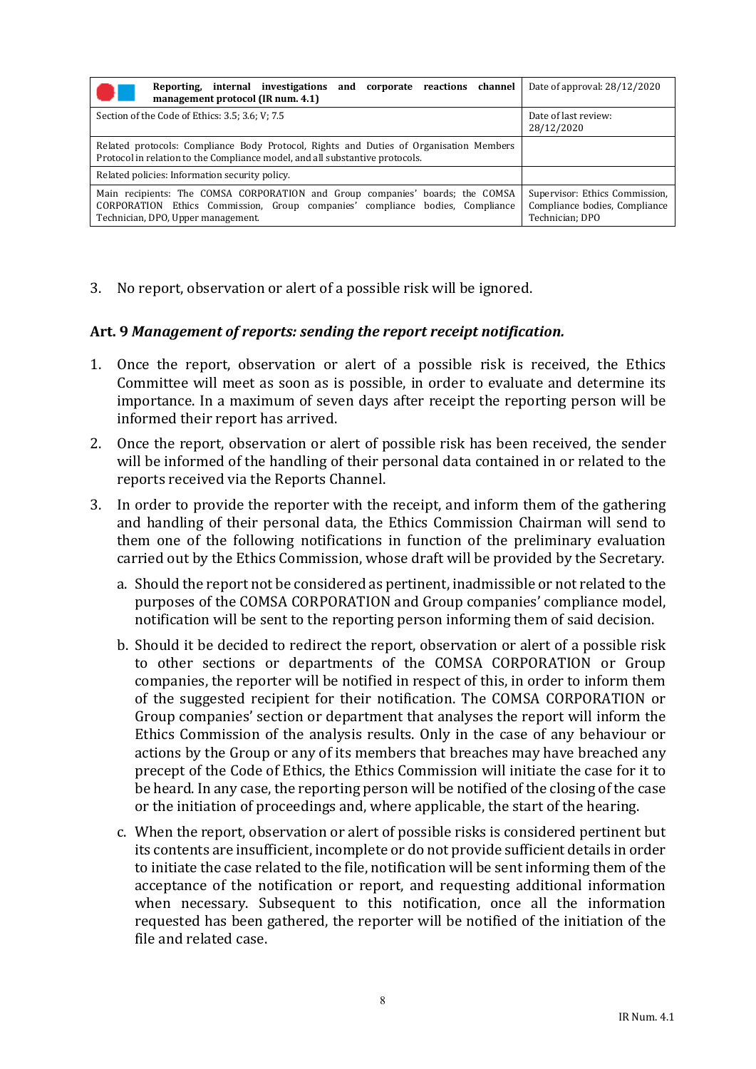3. No report, observation or alert of a possible risk will be ignored.

**Art. 9** ***Management of reports: sending the report receipt notification.***

1. Once the report, observation or alert of a possible risk is received, the Ethics Committee will meet as soon as is possible, in order to evaluate and determine its importance. In a maximum of seven days after receipt the reporting person will be informed their report has arrived.
2. Once the report, observation or alert of possible risk has been received, the sender will be informed of the handling of their personal data contained in or related to the reports received via the Reports Channel.
3. In order to provide the reporter with the receipt, and inform them of the gathering and handling of their personal data, the Ethics Commission Chairman will send to them one of the following notifications in function of the preliminary evaluation carried out by the Ethics Commission, whose draft will be provided by the Secretary.
   a. Should the report not be considered as pertinent, inadmissible or not related to the purposes of the COMSA CORPORATION and Group companies' compliance model, notification will be sent to the reporting person informing them of said decision.
   b. Should it be decided to redirect the report, observation or alert of a possible risk to other sections or departments of the COMSA CORPORATION or Group companies, the reporter will be notified in respect of this, in order to inform them of the suggested recipient for their notification. The COMSA CORPORATION or Group companies' section or department that analyses the report will inform the Ethics Commission of the analysis results. Only in the case of any behaviour or actions by the Group or any of its members that breaches may have breached any precept of the Code of Ethics, the Ethics Commission will initiate the case for it to be heard. In any case, the reporting person will be notified of the closing of the case or the initiation of proceedings and, where applicable, the start of the hearing.
   c. When the report, observation or alert of possible risks is considered pertinent but its contents are insufficient, incomplete or do not provide sufficient details in order to initiate the case related to the file, notification will be sent informing them of the acceptance of the notification or report, and requesting additional information when necessary. Subsequent to this notification, once all the information requested has been gathered, the reporter will be notified of the initiation of the file and related case.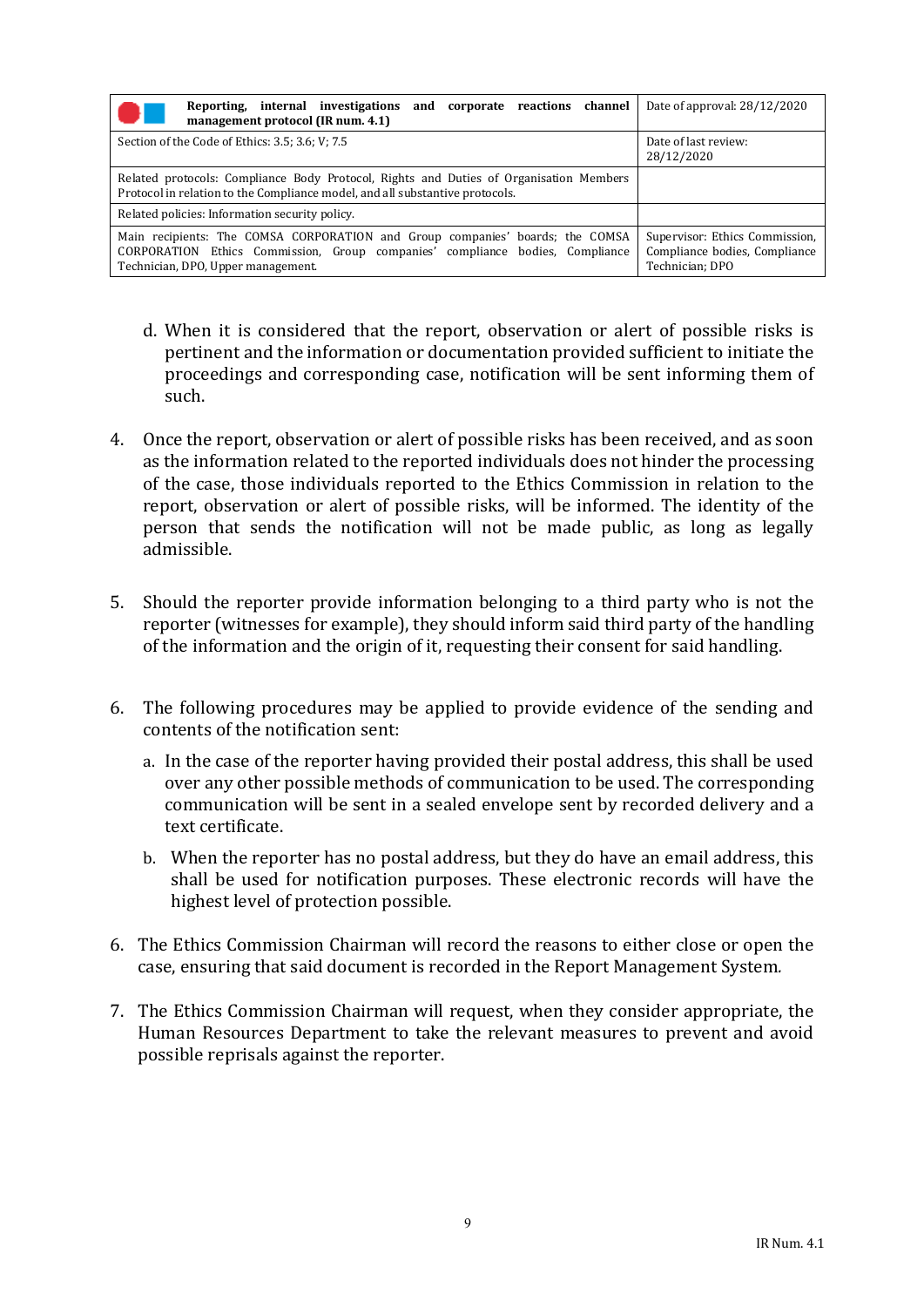d. When it is considered that the report, observation or alert of possible risks is pertinent and the information or documentation provided sufficient to initiate the proceedings and corresponding case, notification will be sent informing them of such.

4. Once the report, observation or alert of possible risks has been received, and as soon as the information related to the reported individuals does not hinder the processing of the case, those individuals reported to the Ethics Commission in relation to the report, observation or alert of possible risks, will be informed. The identity of the person that sends the notification will not be made public, as long as legally admissible.

5. Should the reporter provide information belonging to a third party who is not the reporter (witnesses for example), they should inform said third party of the handling of the information and the origin of it, requesting their consent for said handling.

6. The following procedures may be applied to provide evidence of the sending and contents of the notification sent:

   a. In the case of the reporter having provided their postal address, this shall be used over any other possible methods of communication to be used. The corresponding communication will be sent in a sealed envelope sent by recorded delivery and a text certificate.

   b. When the reporter has no postal address, but they do have an email address, this shall be used for notification purposes. These electronic records will have the highest level of protection possible.

6. The Ethics Commission Chairman will record the reasons to either close or open the case, ensuring that said document is recorded in the Report Management System.

7. The Ethics Commission Chairman will request, when they consider appropriate, the Human Resources Department to take the relevant measures to prevent and avoid possible reprisals against the reporter.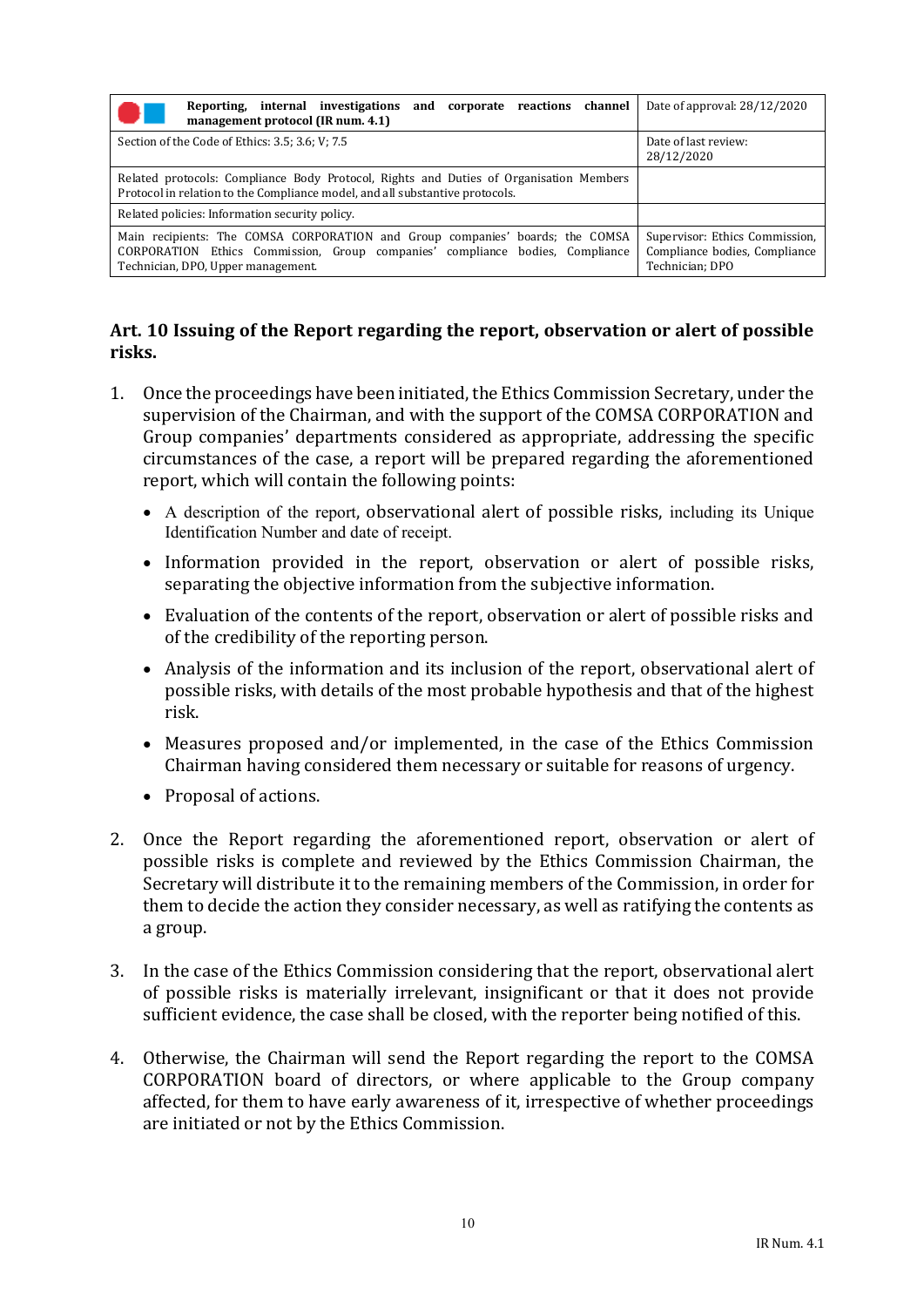## Art. 10 Issuing of the Report regarding the report, observation or alert of possible risks.

1. Once the proceedings have been initiated, the Ethics Commission Secretary, under the supervision of the Chairman, and with the support of the COMSA CORPORATION and Group companies' departments considered as appropriate, addressing the specific circumstances of the case, a report will be prepared regarding the aforementioned report, which will contain the following points:

   - A description of the report, observational alert of possible risks, including its Unique Identification Number and date of receipt.
   - Information provided in the report, observation or alert of possible risks, separating the objective information from the subjective information.
   - Evaluation of the contents of the report, observation or alert of possible risks and of the credibility of the reporting person.
   - Analysis of the information and its inclusion of the report, observational alert of possible risks, with details of the most probable hypothesis and that of the highest risk.
   - Measures proposed and/or implemented, in the case of the Ethics Commission Chairman having considered them necessary or suitable for reasons of urgency.
   - Proposal of actions.

2. Once the Report regarding the aforementioned report, observation or alert of possible risks is complete and reviewed by the Ethics Commission Chairman, the Secretary will distribute it to the remaining members of the Commission, in order for them to decide the action they consider necessary, as well as ratifying the contents as a group.

3. In the case of the Ethics Commission considering that the report, observational alert of possible risks is materially irrelevant, insignificant or that it does not provide sufficient evidence, the case shall be closed, with the reporter being notified of this.

4. Otherwise, the Chairman will send the Report regarding the report to the COMSA CORPORATION board of directors, or where applicable to the Group company affected, for them to have early awareness of it, irrespective of whether proceedings are initiated or not by the Ethics Commission.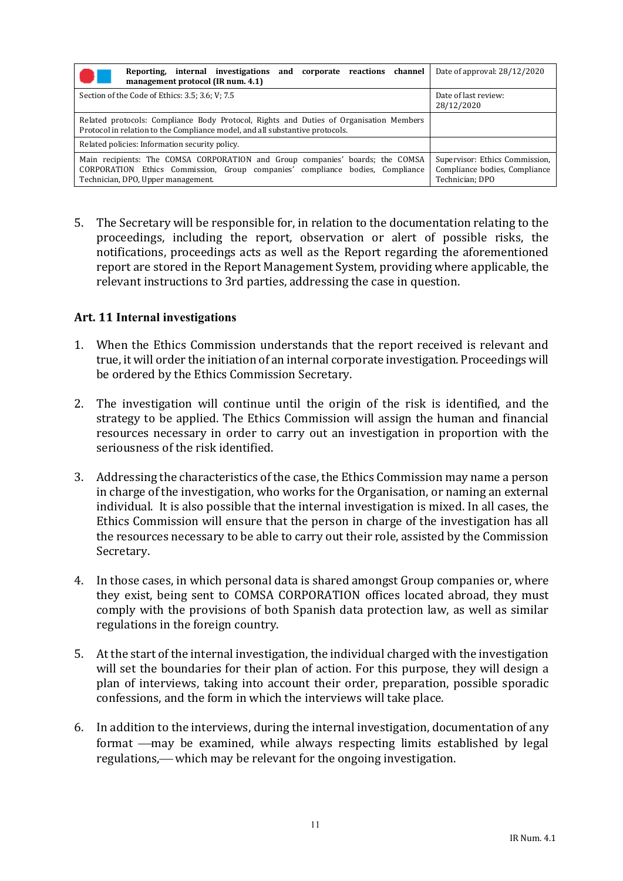5. The Secretary will be responsible for, in relation to the documentation relating to the proceedings, including the report, observation or alert of possible risks, the notifications, proceedings acts as well as the Report regarding the aforementioned report are stored in the Report Management System, providing where applicable, the relevant instructions to 3rd parties, addressing the case in question.

### Art. 11 Internal investigations

1. When the Ethics Commission understands that the report received is relevant and true, it will order the initiation of an internal corporate investigation. Proceedings will be ordered by the Ethics Commission Secretary.

2. The investigation will continue until the origin of the risk is identified, and the strategy to be applied. The Ethics Commission will assign the human and financial resources necessary in order to carry out an investigation in proportion with the seriousness of the risk identified.

3. Addressing the characteristics of the case, the Ethics Commission may name a person in charge of the investigation, who works for the Organisation, or naming an external individual. It is also possible that the internal investigation is mixed. In all cases, the Ethics Commission will ensure that the person in charge of the investigation has all the resources necessary to be able to carry out their role, assisted by the Commission Secretary.

4. In those cases, in which personal data is shared amongst Group companies or, where they exist, being sent to COMSA CORPORATION offices located abroad, they must comply with the provisions of both Spanish data protection law, as well as similar regulations in the foreign country.

5. At the start of the internal investigation, the individual charged with the investigation will set the boundaries for their plan of action. For this purpose, they will design a plan of interviews, taking into account their order, preparation, possible sporadic confessions, and the form in which the interviews will take place.

6. In addition to the interviews, during the internal investigation, documentation of any format —may be examined, while always respecting limits established by legal regulations,— which may be relevant for the ongoing investigation.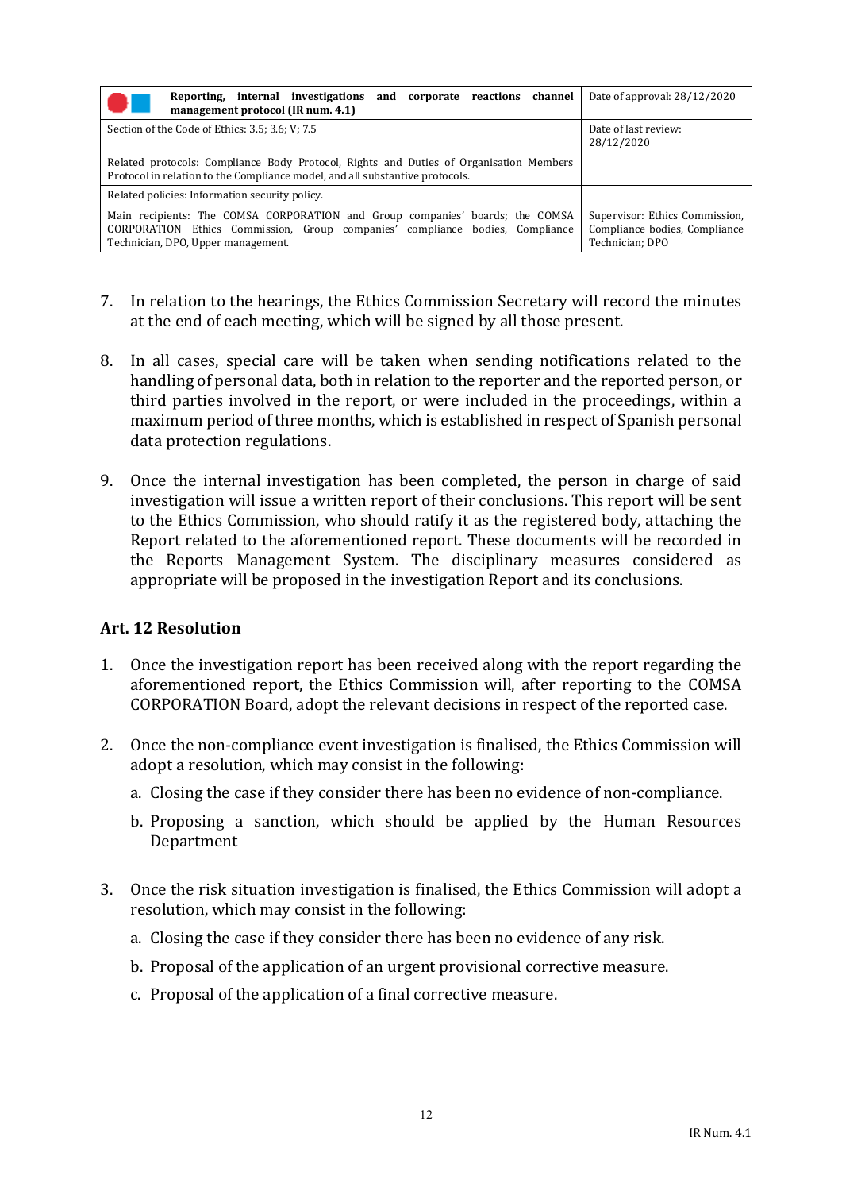7. In relation to the hearings, the Ethics Commission Secretary will record the minutes at the end of each meeting, which will be signed by all those present.

8. In all cases, special care will be taken when sending notifications related to the handling of personal data, both in relation to the reporter and the reported person, or third parties involved in the report, or were included in the proceedings, within a maximum period of three months, which is established in respect of Spanish personal data protection regulations.

9. Once the internal investigation has been completed, the person in charge of said investigation will issue a written report of their conclusions. This report will be sent to the Ethics Commission, who should ratify it as the registered body, attaching the Report related to the aforementioned report. These documents will be recorded in the Reports Management System. The disciplinary measures considered as appropriate will be proposed in the investigation Report and its conclusions.

## Art. 12 Resolution

1. Once the investigation report has been received along with the report regarding the aforementioned report, the Ethics Commission will, after reporting to the COMSA CORPORATION Board, adopt the relevant decisions in respect of the reported case.

2. Once the non-compliance event investigation is finalised, the Ethics Commission will adopt a resolution, which may consist in the following:

   a. Closing the case if they consider there has been no evidence of non-compliance.

   b. Proposing a sanction, which should be applied by the Human Resources Department

3. Once the risk situation investigation is finalised, the Ethics Commission will adopt a resolution, which may consist in the following:

   a. Closing the case if they consider there has been no evidence of any risk.

   b. Proposal of the application of an urgent provisional corrective measure.

   c. Proposal of the application of a final corrective measure.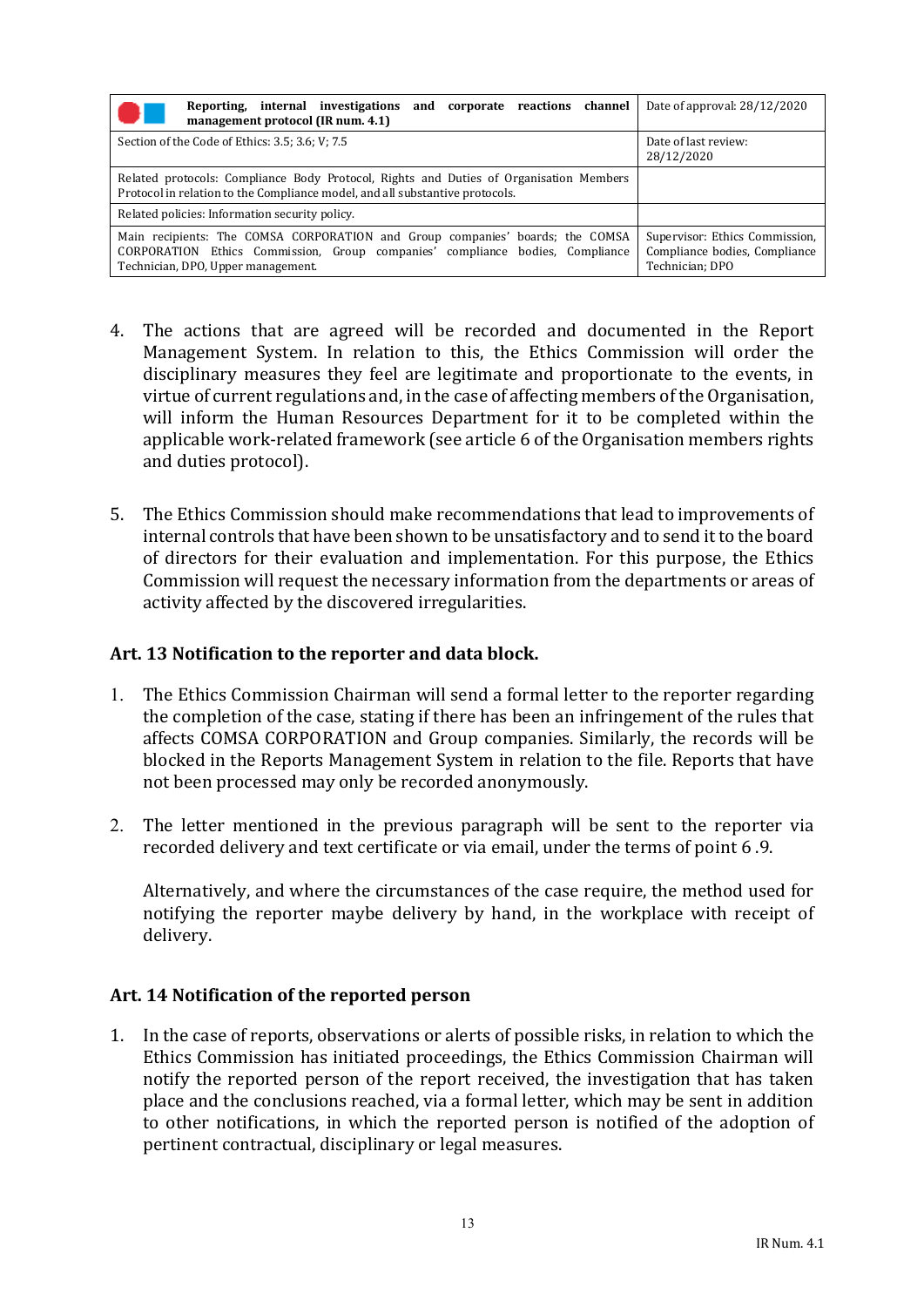4. The actions that are agreed will be recorded and documented in the Report Management System. In relation to this, the Ethics Commission will order the disciplinary measures they feel are legitimate and proportionate to the events, in virtue of current regulations and, in the case of affecting members of the Organisation, will inform the Human Resources Department for it to be completed within the applicable work-related framework (see article 6 of the Organisation members rights and duties protocol).

5. The Ethics Commission should make recommendations that lead to improvements of internal controls that have been shown to be unsatisfactory and to send it to the board of directors for their evaluation and implementation. For this purpose, the Ethics Commission will request the necessary information from the departments or areas of activity affected by the discovered irregularities.

### Art. 13 Notification to the reporter and data block.

1. The Ethics Commission Chairman will send a formal letter to the reporter regarding the completion of the case, stating if there has been an infringement of the rules that affects COMSA CORPORATION and Group companies. Similarly, the records will be blocked in the Reports Management System in relation to the file. Reports that have not been processed may only be recorded anonymously.

2. The letter mentioned in the previous paragraph will be sent to the reporter via recorded delivery and text certificate or via email, under the terms of point 6 .9.

   Alternatively, and where the circumstances of the case require, the method used for notifying the reporter maybe delivery by hand, in the workplace with receipt of delivery.

### Art. 14 Notification of the reported person

1. In the case of reports, observations or alerts of possible risks, in relation to which the Ethics Commission has initiated proceedings, the Ethics Commission Chairman will notify the reported person of the report received, the investigation that has taken place and the conclusions reached, via a formal letter, which may be sent in addition to other notifications, in which the reported person is notified of the adoption of pertinent contractual, disciplinary or legal measures.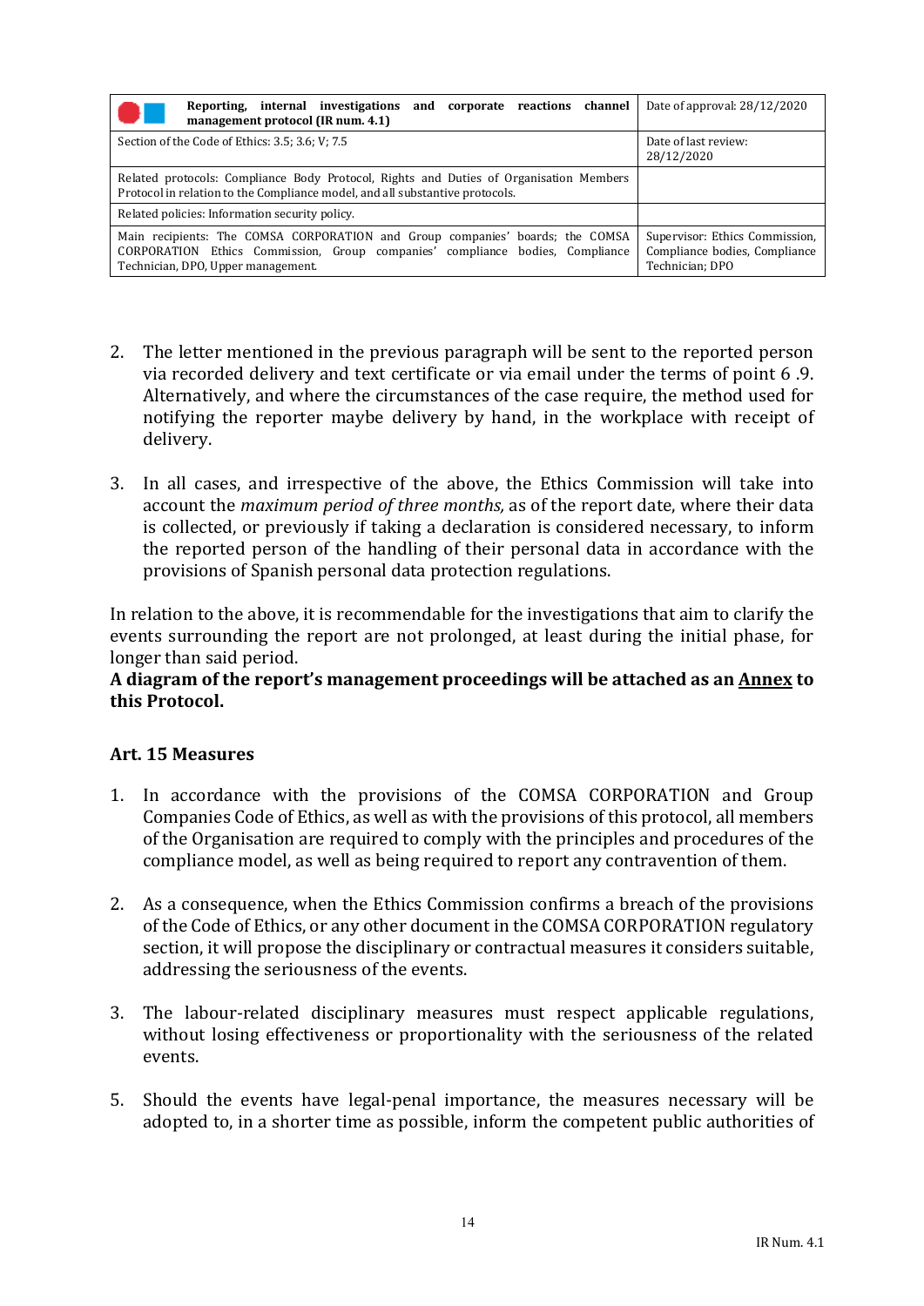2. The letter mentioned in the previous paragraph will be sent to the reported person via recorded delivery and text certificate or via email under the terms of point 6 .9. Alternatively, and where the circumstances of the case require, the method used for notifying the reporter maybe delivery by hand, in the workplace with receipt of delivery.

3. In all cases, and irrespective of the above, the Ethics Commission will take into account the *maximum period of three months,* as of the report date, where their data is collected, or previously if taking a declaration is considered necessary, to inform the reported person of the handling of their personal data in accordance with the provisions of Spanish personal data protection regulations.

In relation to the above, it is recommendable for the investigations that aim to clarify the events surrounding the report are not prolonged, at least during the initial phase, for longer than said period.

**A diagram of the report's management proceedings will be attached as an <u>Annex</u> to this Protocol.**

## Art. 15 Measures

1. In accordance with the provisions of the COMSA CORPORATION and Group Companies Code of Ethics, as well as with the provisions of this protocol, all members of the Organisation are required to comply with the principles and procedures of the compliance model, as well as being required to report any contravention of them.

2. As a consequence, when the Ethics Commission confirms a breach of the provisions of the Code of Ethics, or any other document in the COMSA CORPORATION regulatory section, it will propose the disciplinary or contractual measures it considers suitable, addressing the seriousness of the events.

3. The labour-related disciplinary measures must respect applicable regulations, without losing effectiveness or proportionality with the seriousness of the related events.

5. Should the events have legal-penal importance, the measures necessary will be adopted to, in a shorter time as possible, inform the competent public authorities of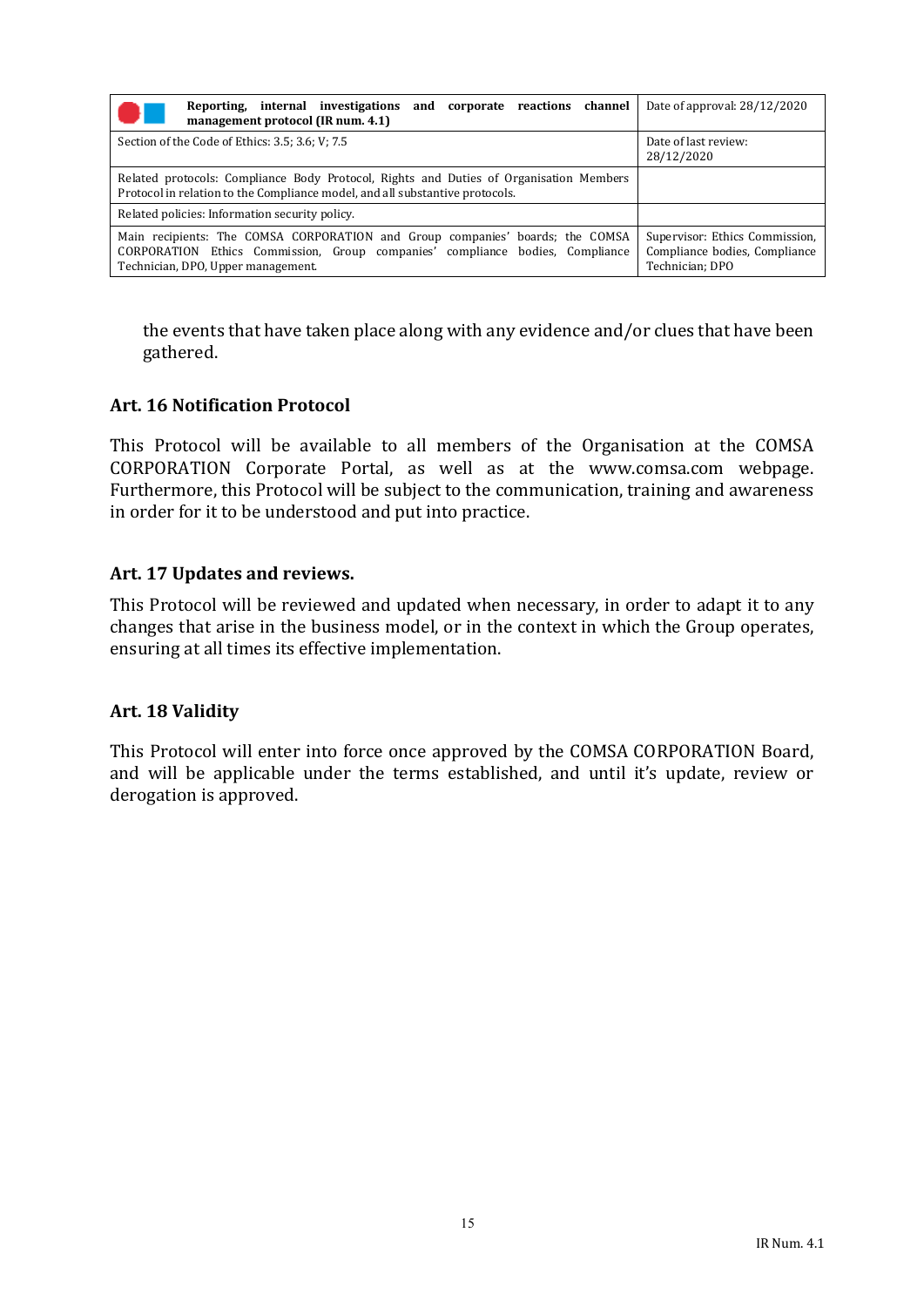the events that have taken place along with any evidence and/or clues that have been gathered.

## Art. 16 Notification Protocol

This Protocol will be available to all members of the Organisation at the COMSA CORPORATION Corporate Portal, as well as at the www.comsa.com webpage. Furthermore, this Protocol will be subject to the communication, training and awareness in order for it to be understood and put into practice.

## Art. 17 Updates and reviews.

This Protocol will be reviewed and updated when necessary, in order to adapt it to any changes that arise in the business model, or in the context in which the Group operates, ensuring at all times its effective implementation.

## Art. 18 Validity

This Protocol will enter into force once approved by the COMSA CORPORATION Board, and will be applicable under the terms established, and until it's update, review or derogation is approved.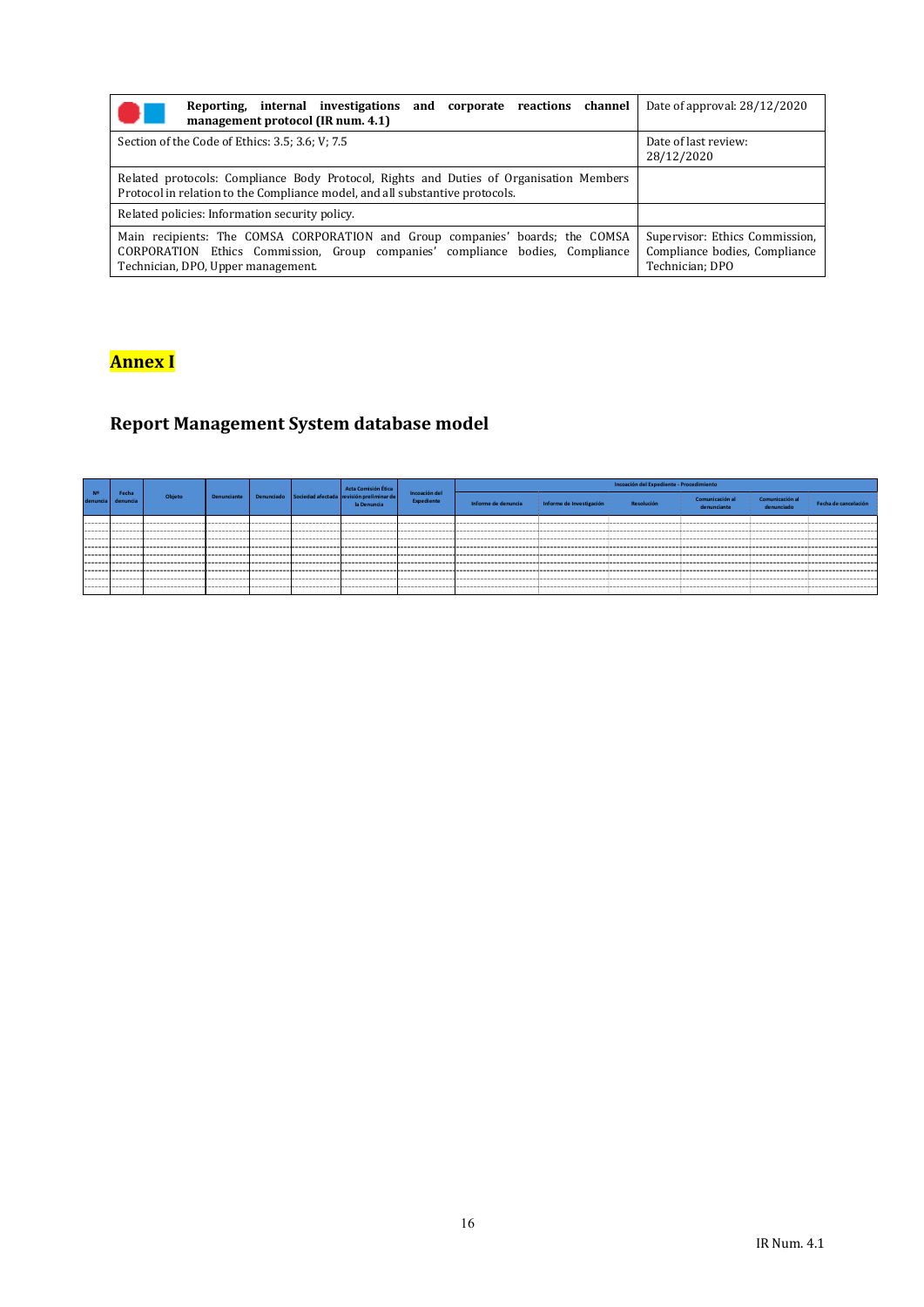| Reporting, internal investigations and corporate reactions channel management protocol (IR num. 4.1) | Date of approval: 28/12/2020 |
|---|---|
| Section of the Code of Ethics: 3.5; 3.6; V; 7.5 | Date of last review: 28/12/2020 |
| Related protocols: Compliance Body Protocol, Rights and Duties of Organisation Members Protocol in relation to the Compliance model, and all substantive protocols. | |
| Related policies: Information security policy. | |
| Main recipients: The COMSA CORPORATION and Group companies' boards; the COMSA CORPORATION Ethics Commission, Group companies' compliance bodies, Compliance Technician, DPO, Upper management. | Supervisor: Ethics Commission, Compliance bodies, Compliance Technician; DPO |

## Annex I

## Report Management System database model

| Nº denuncia | Fecha denuncia | Objeto | Denunciante | Denunciado | Sociedad afectada | Acta Comisión Ética revisión preliminar de la Denuncia | Incoación del Expediente | Incoación del Expediente - Procedimiento | | | | | |
|---|---|---|---|---|---|---|---|---|---|---|---|---|---|
| | | | | | | | | Informe de denuncia | Informe de Investigación | Resolución | Comunicación al denunciante | Comunicación al denunciado | Fecha de cancelación |
| | | | | | | | | | | | | | |
| | | | | | | | | | | | | | |
| | | | | | | | | | | | | | |
| | | | | | | | | | | | | | |
| | | | | | | | | | | | | | |
| | | | | | | | | | | | | | |
| | | | | | | | | | | | | | |
| | | | | | | | | | | | | | |
| | | | | | | | | | | | | | |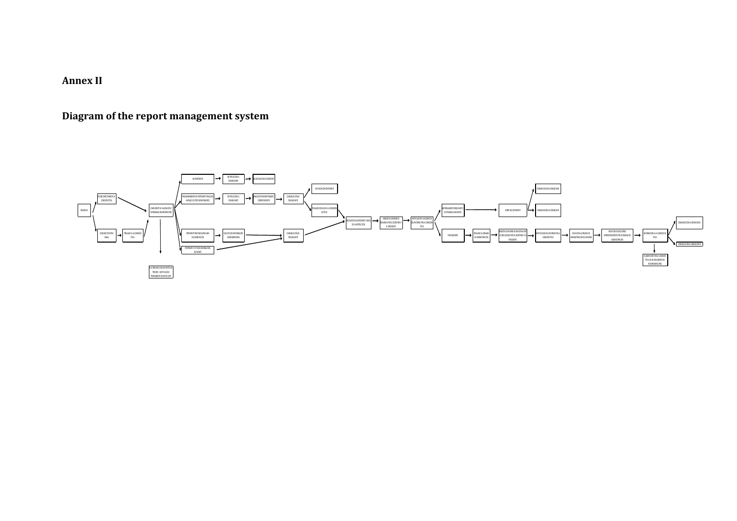## Annex II

## Diagram of the report management system

DENUNCIA

RECIBIDO DIRECTAMENTE LA COMISIÓN ÉTICA

RECIBIDO POR OTRO CANAL

TRASLADO A LA COMISIÓN ÉTICA

COMISIÓN ÉTICA VALORACIÓN Y DETERMINA SU IMPORTACIÓN

NO PERTINENTE

NOTIFICACIÓN AL DENUNCIANTE

NO INICIACIÓN DE EXPEDIENTE

PRELIMINARMENTE NO PERTINENTE TRASLADO A ÁREAS DE OTRO DEPARTAMENTO

NOTIFICACIÓN AL DENUNCIANTE

ANÁLISIS POR DEPARTAMENTO CORRESPONDIENTE

COMUNICACIÓN AL DENUNCIANTE

PERTINENTE PERO NECESARIA MÁS DOCUMENTACIÓN

SOLICITUD DE INFORMACIÓN COMPLEMENTARIA

COMUNICACIÓN AL DENUNCIANTE

PERTINENTE Y SE TIENE INFORMACIÓN SUFICIENTE

SI LA DENUNCIA INCLUYE DATOS DE TERCERO - NOTIFICACIÓN TRATAMIENTO DE DATOS LOPD

NO INICIACIÓN EXPEDIENTE

TRASLADO DE LA JUNTA A LA COMISIÓN DE ÉTICA

INICIACIÓN DEL EXPEDIENTE E INICIO DE LA INSTRUCCIÓN

EMISIÓN DE INFORME DE DENUNCIA POR EL SECRETARIO Y EL PRESIDENTE

RATIFICACIÓN Y VALIDACIÓN DEL INFORME POR LA COMISIÓN ÉTICA

MATERIALMENTE IRRELEVANTE / NO PRUEBAS SUFICIENTES

CIERRE DEL EXPEDIENTE

COMUNICACIÓN AL DENUNCIADO

COMUNICACIÓN AL DENUNCIANTE

TRASCENDENTE

TRASLADO AL ÓRGANO DE ADMINISTRACIÓN

EMISIÓN DE INFORME DE INVESTIGACIÓN Y CONCLUSIONES POR EL SECRETARIO Y EL PRESIDENTE

RATIFICACIÓN DEL INFORME POR LA COMISIÓN ÉTICA

ELEVACIÓN AL ÓRGANO DE ADMINISTRACIÓN DEL INFORME

ADOPCIÓN DE DECISIONES CORRESPONDIENTES POR EL ÓRGANO DE ADMINISTRACIÓN

INFORMACIÓN A LA COMISIÓN DE ÉTICA

COMUNICACIÓN AL DENUNCIADO

COMUNICACIÓN AL DENUNCIANTE

ELABORACIÓN POR LA COMISIÓN ÉTICA DE UN DOCUMENTO DE RECOMENDACIONES